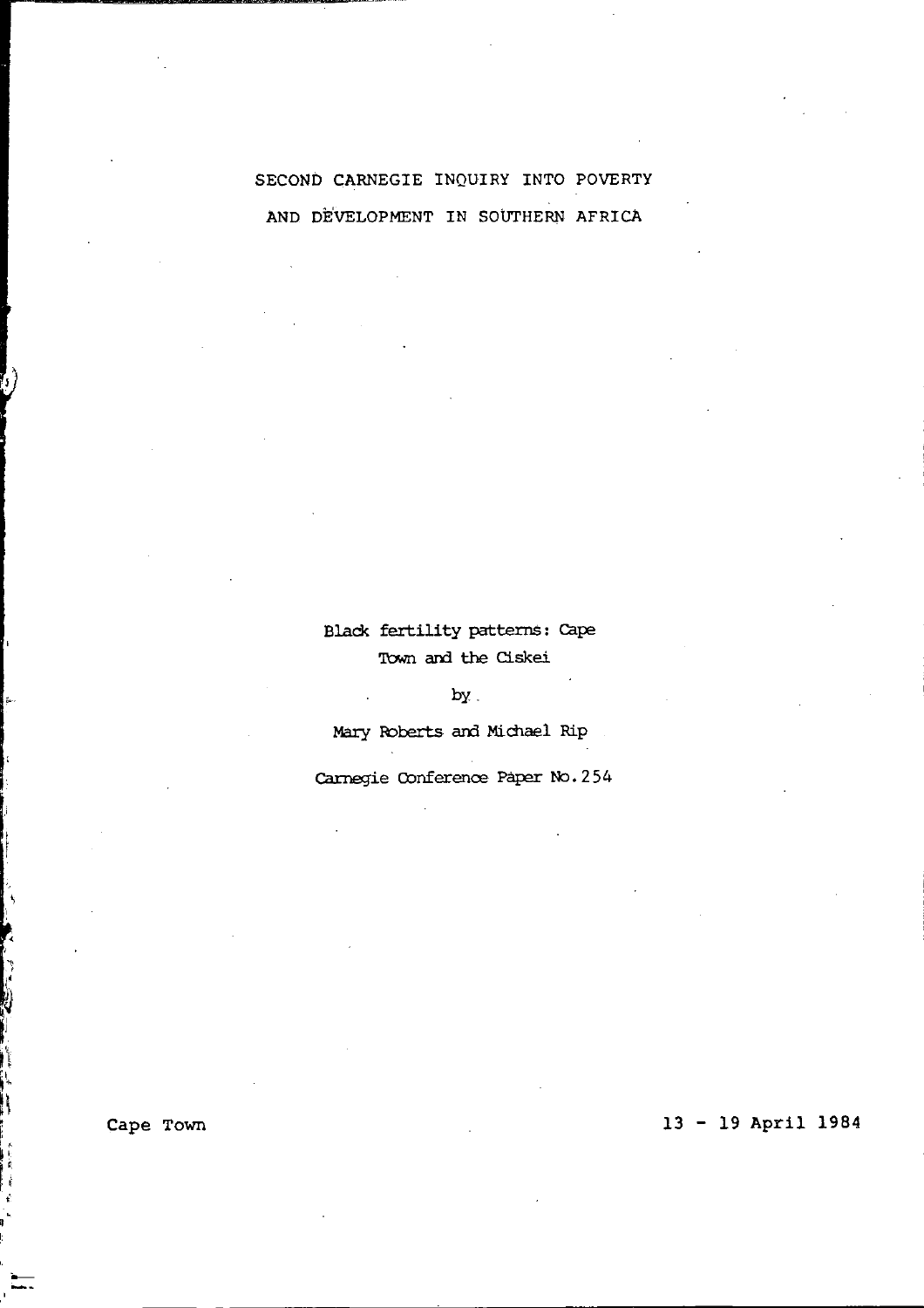SECOND CARNEGIE INQUIRY INTO POVERTY AND DEVELOPMENT IN SOUTHERN AFRICA

# Black fertility patterns: Cape Town and the Ciskei

by

Mary Roberts and Michael Rip

Carnegie Conference Paper No. 254

Cape Town

13 - 19 April 1984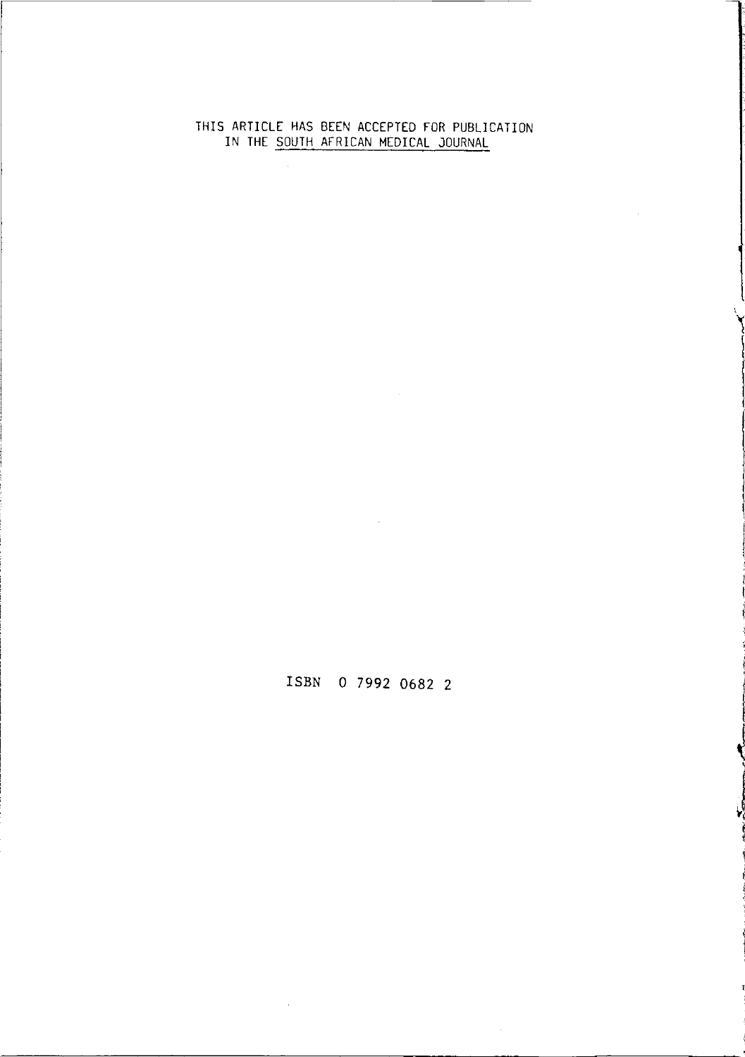THIS ARTICLE HAS BEEN ACCEPTED FOR PUBLICATION IN THE <u>SOUTH AFRICAN MEDICAL JOURNAL</u>

ISBN 0 7992 0682 2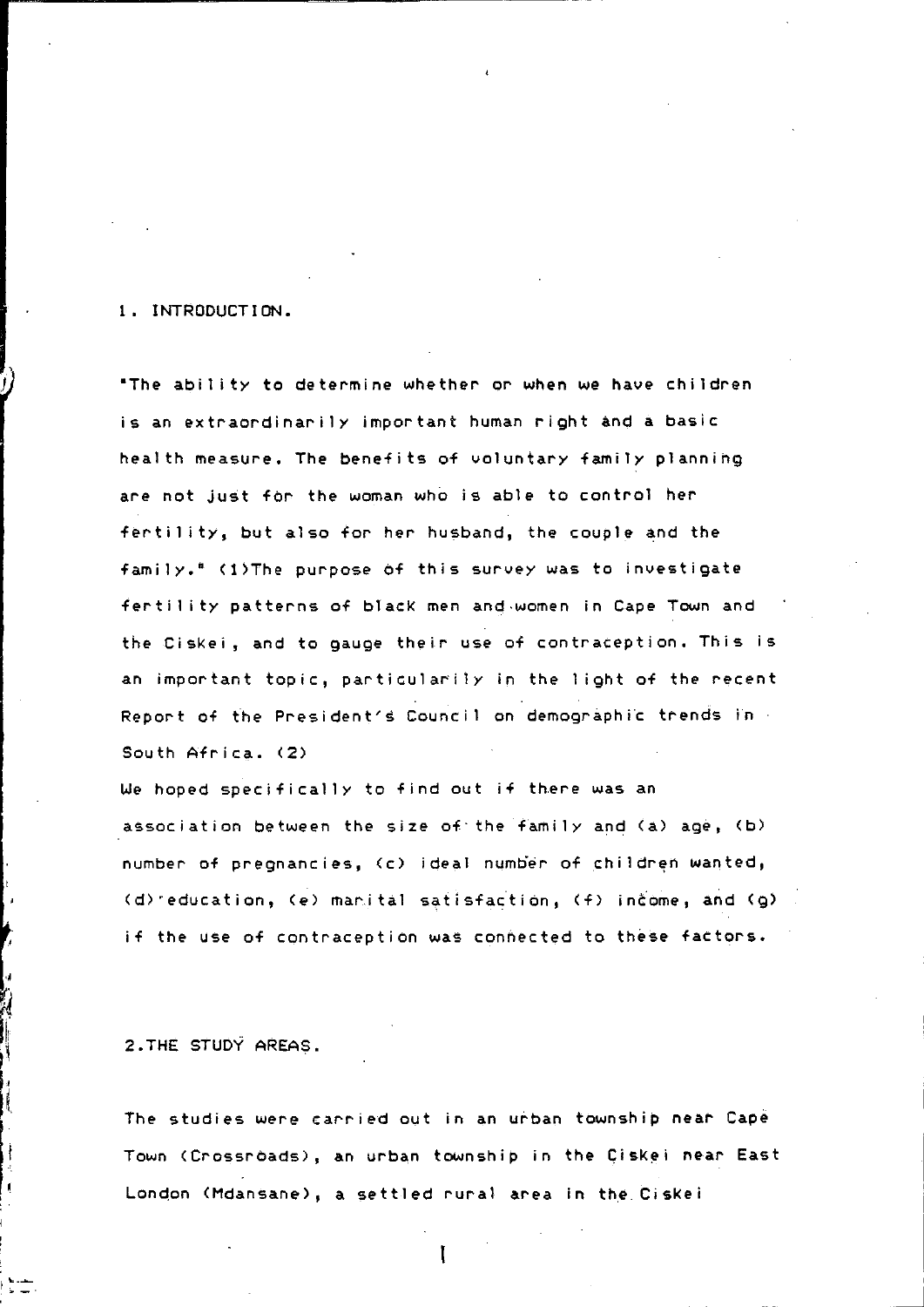## 1. INTRODUCTION.

"The ability to determine whether or when we have children is an extraordinarily important human right and a basic health measure. The benefits of voluntary family planning are not just for the woman who is able to control her fertility, but also for her husband, the couple and the family." (1)The purpose of this survey was to investigate fertility patterns of black men and women in Cape Town and the Ciskei, and to gauge their use of contraception. This is an important topic, particularily in the light of the recent Report of the President's Council on demographic trends in South Africa. (2)

We hoped specifically to find out if there was an association between the size of the family and (a) age, (b) number of pregnancies, (c) ideal number of children wanted, (d) education, (e) marital satisfaction, (f) income, and (g) if the use of contraception was connected to these factors.

## 2. THE STUDY AREAS.

The studies were carried out in an urban township near Cape Town (Crossroads), an urban township in the Ciskei near East London (Mdansane), a settled rural area in the Ciskei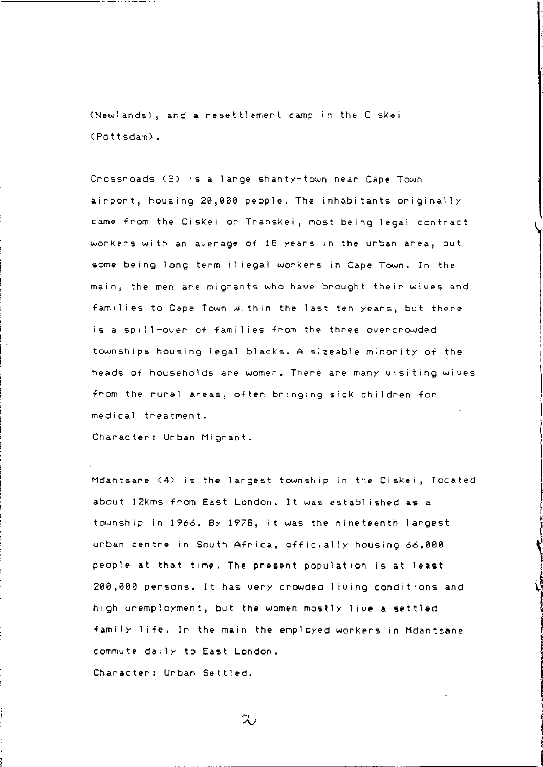(Newlands), and a resettlement camp in the Ciskei (Pottsdam).

Crossroads (3) is a large shanty-town near Cape Town airport, housing 20,000 people. The inhabitants originally came from the Ciskei or Transkei, most being legal contract workers with an average of 18 years in the urban area, but some being long term illegal workers in Cape Town. In the main, the men are migrants who have brought their wives and families to Cape Town within the last ten years, but there is a spill-over of families from the three overcrowded townships housing legal blacks. A sizeable minority of the heads of households are women. There are many visiting wives from the rural areas, often bringing sick children for medical treatment.

Character: Urban Migrant.

Mdantsane (4) is the largest township in the Ciskei, located about 12kms from East London. It was established as a township in 1966. By 1978, it was the nineteenth largest urban centre in South Africa, officially housing 66,000 people at that time. The present population is at least 200,000 persons. It has very crowded living conditions and high unemployment, but the women mostly live a settled family life. In the main the employed workers in Mdantsane commute daily to East London.

Character: Urban Settled.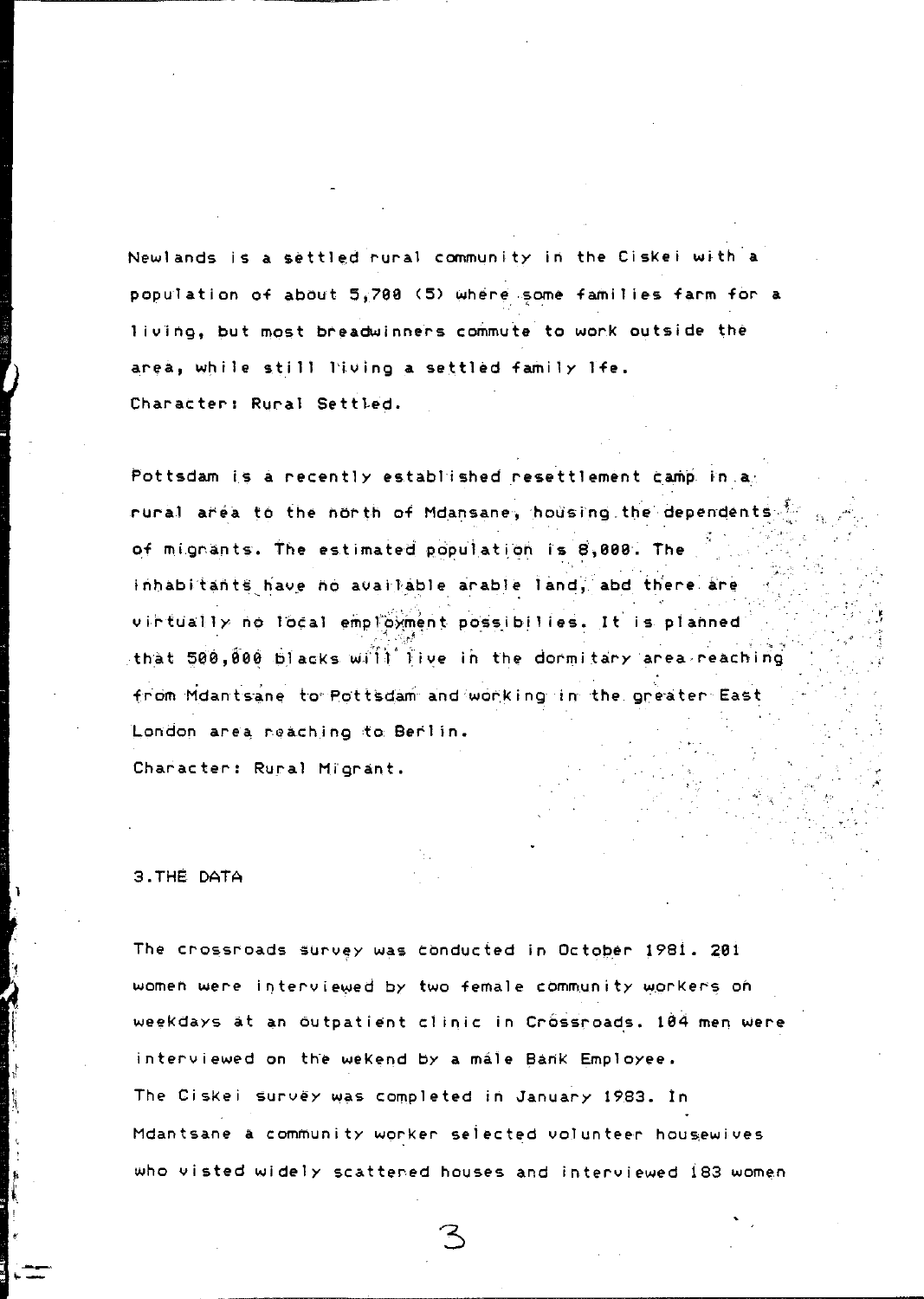Newlands is a settled rural community in the Ciskei with a population of about 5,700 (5) where some families farm for a living, but most breadwinners commute to work outside the area, while still living a settled family lfe.
Character: Rural Settled.

Pottsdam is a recently established resettlement camp in a rural area to the north of Mdansane, housing the dependents of migrants. The estimated population is 8,000. The inhabitants have no available arable land, abd there are virtually no local employment possibilies. It is planned that 500,000 blacks will live in the dormitary area reaching from Mdantsane to Pottsdam and working in the greater East London area reaching to Berlin.
Character: Rural Migrant.

## 3.THE DATA

The crossroads survey was conducted in October 1981. 201 women were interviewed by two female community workers on weekdays at an outpatient clinic in Crossroads. 104 men were interviewed on the wekend by a male Bank Employee.
The Ciskei survey was completed in January 1983. In Mdantsane a community worker selected volunteer housewives who visted widely scattered houses and interviewed 183 women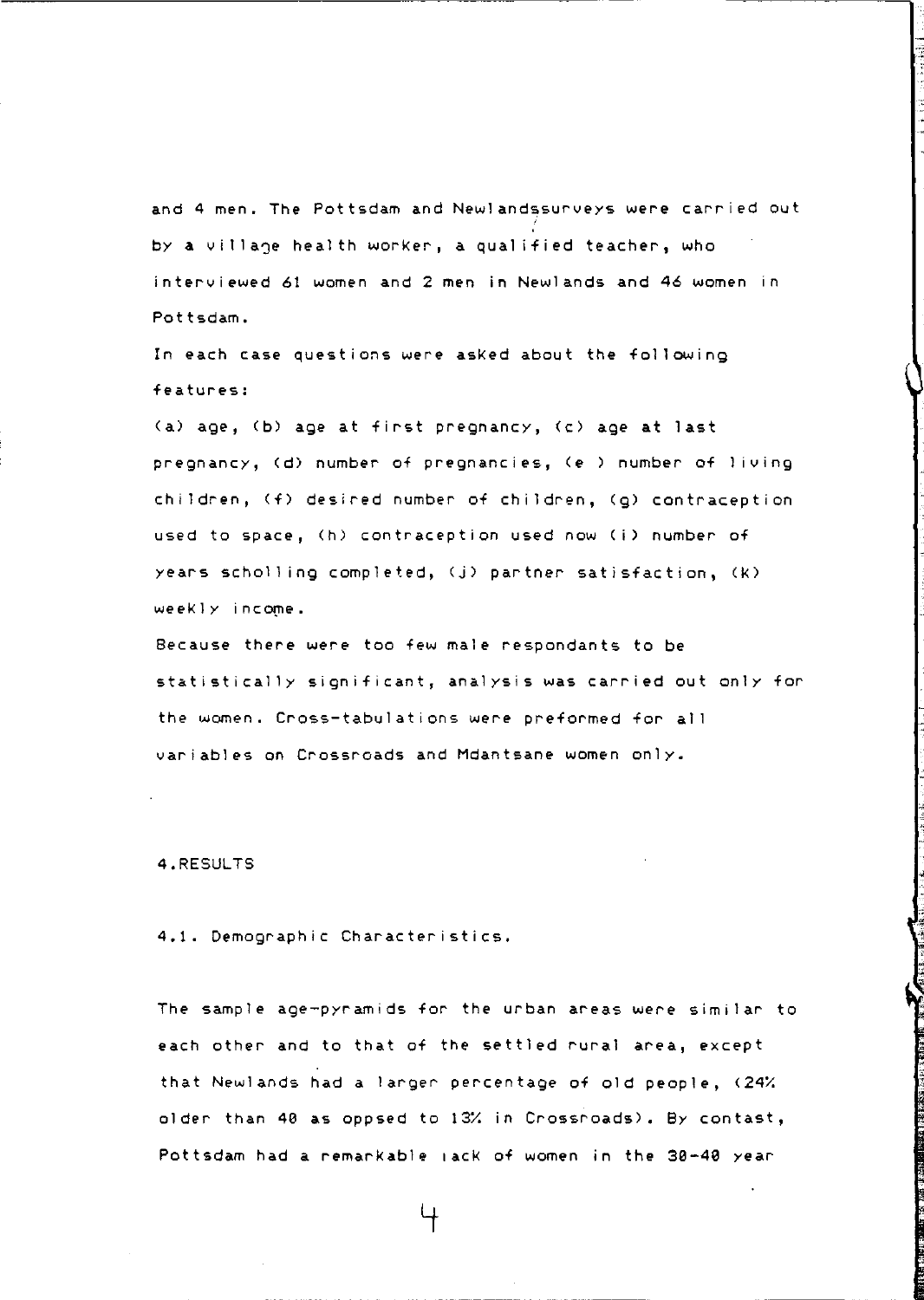and 4 men. The Pottsdam and Newlandssurveys were carried out by a village health worker, a qualified teacher, who interviewed 61 women and 2 men in Newlands and 46 women in Pottsdam.

In each case questions were asked about the following features:

(a) age, (b) age at first pregnancy, (c) age at last pregnancy, (d) number of pregnancies, (e ) number of living children, (f) desired number of children, (g) contraception used to space, (h) contraception used now (i) number of years scholling completed, (j) partner satisfaction, (k) weekly income.

Because there were too few male respondants to be statistically significant, analysis was carried out only for the women. Cross-tabulations were preformed for all variables on Crossroads and Mdantsane women only.

## 4.RESULTS

### 4.1. Demographic Characteristics.

The sample age-pyramids for the urban areas were similar to each other and to that of the settled rural area, except that Newlands had a larger percentage of old people, (24% older than 40 as oppsed to 13% in Crossroads). By contast, Pottsdam had a remarkable lack of women in the 30-40 year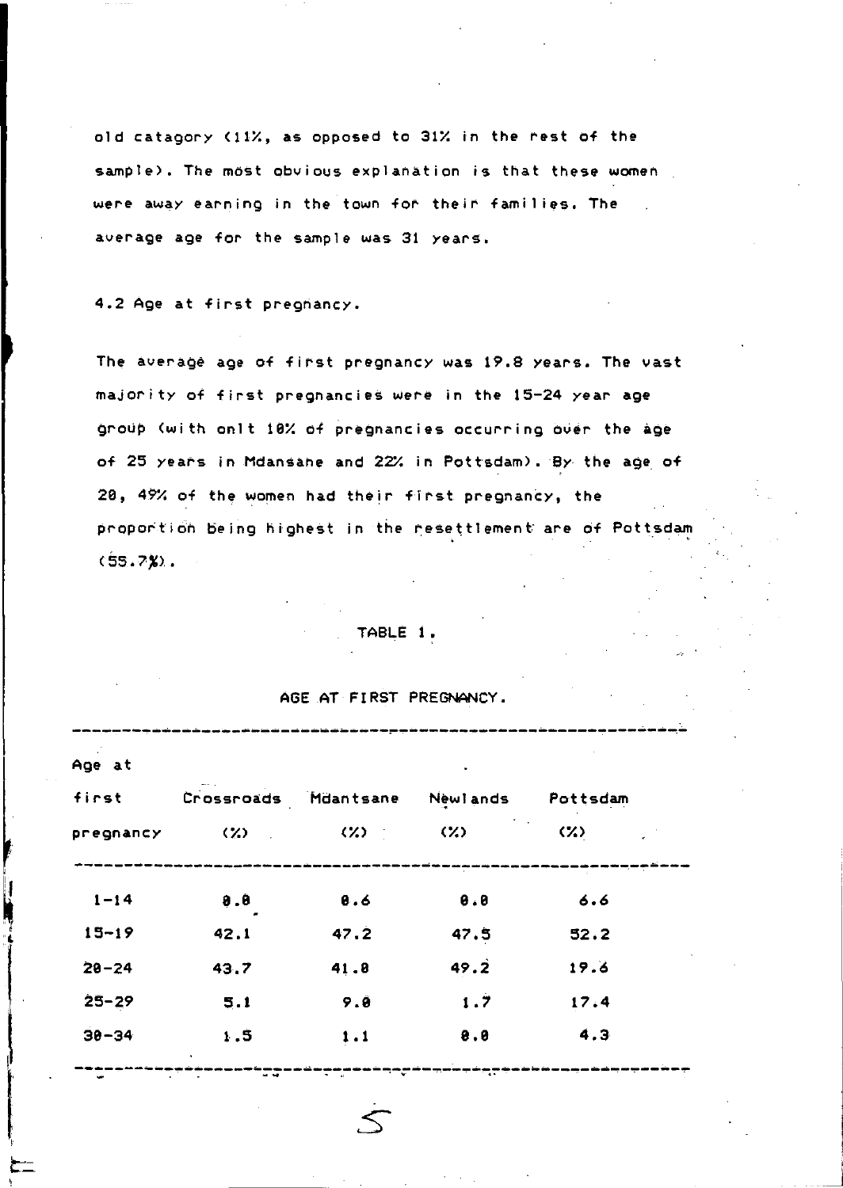old catagory (11%, as opposed to 31% in the rest of the sample). The most obvious explanation is that these women were away earning in the town for their families. The average age for the sample was 31 years.

## 4.2 Age at first pregnancy.

The average age of first pregnancy was 19.8 years. The vast majority of first pregnancies were in the 15-24 year age group (with onlt 10% of pregnancies occurring over the age of 25 years in Mdansane and 22% in Pottsdam). By the age of 20, 49% of the women had their first pregnancy, the proportion being highest in the resettlement are of Pottsdam (55.7%).

TABLE 1.

AGE AT FIRST PREGNANCY.

| Age at first pregnancy | Crossroads (%) | Mdantsane (%) | Newlands (%) | Pottsdam (%) |
|---|---|---|---|---|
| 1-14 | 0.0 | 0.6 | 0.0 | 6.6 |
| 15-19 | 42.1 | 47.2 | 47.5 | 52.2 |
| 20-24 | 43.7 | 41.0 | 49.2 | 19.6 |
| 25-29 | 5.1 | 9.0 | 1.7 | 17.4 |
| 30-34 | 1.5 | 1.1 | 0.0 | 4.3 |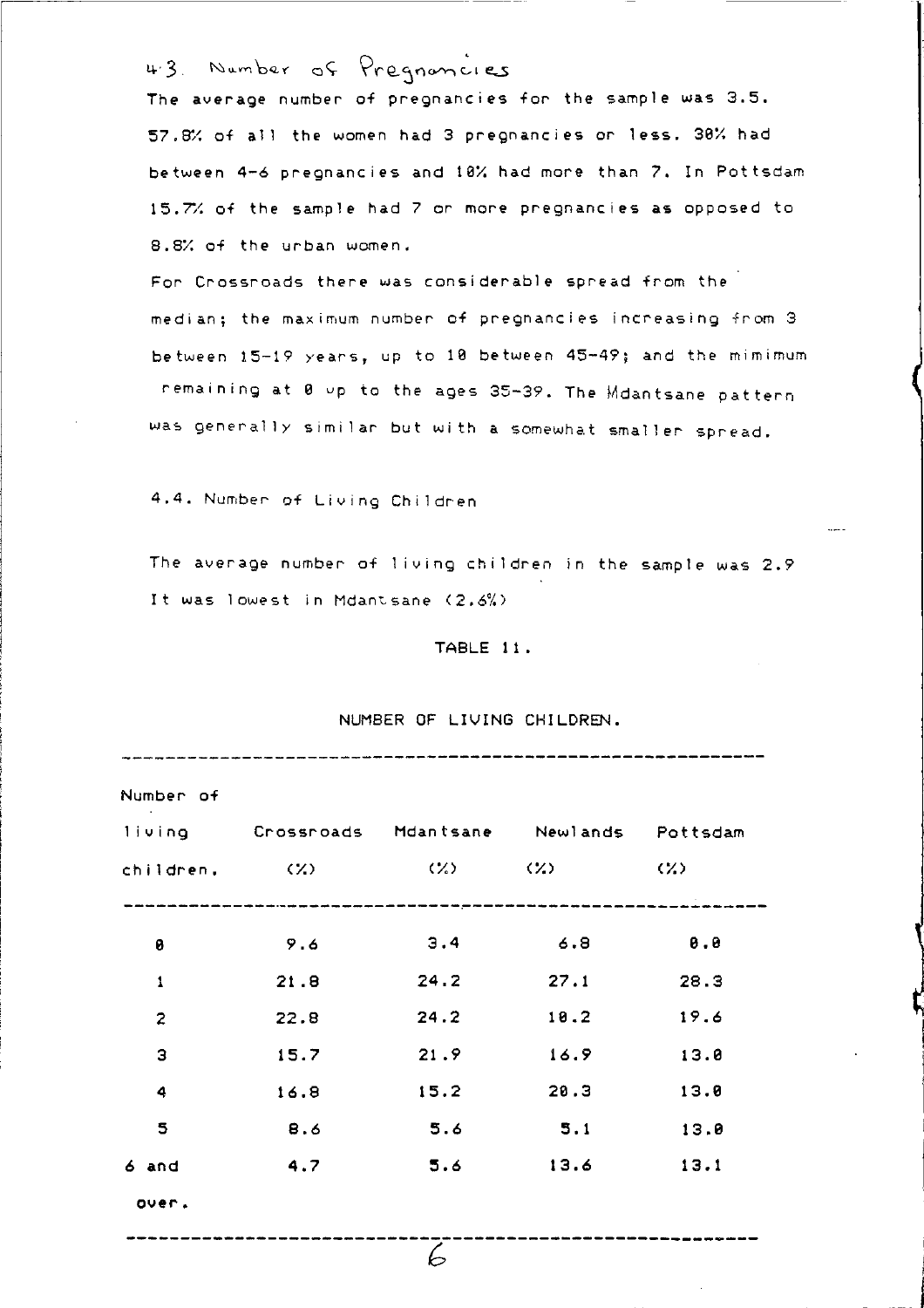## 4.3. Number of Pregnancies

The average number of pregnancies for the sample was 3.5. 57.8% of all the women had 3 pregnancies or less. 30% had between 4-6 pregnancies and 10% had more than 7. In Pottsdam 15.7% of the sample had 7 or more pregnancies as opposed to 8.8% of the urban women.

For Crossroads there was considerable spread from the median; the maximum number of pregnancies increasing from 3 between 15-19 years, up to 10 between 45-49; and the mimimum remaining at 0 up to the ages 35-39. The Mdantsane pattern was generally similar but with a somewhat smaller spread.

## 4.4. Number of Living Children

The average number of living children in the sample was 2.9 It was lowest in Mdantsane (2.6%)

TABLE 11.

NUMBER OF LIVING CHILDREN.

| Number of living children. | Crossroads (%) | Mdantsane (%) | Newlands (%) | Pottsdam (%) |
|---|---|---|---|---|
| 0 | 9.6 | 3.4 | 6.8 | 0.0 |
| 1 | 21.8 | 24.2 | 27.1 | 28.3 |
| 2 | 22.8 | 24.2 | 10.2 | 19.6 |
| 3 | 15.7 | 21.9 | 16.9 | 13.0 |
| 4 | 16.8 | 15.2 | 20.3 | 13.0 |
| 5 | 8.6 | 5.6 | 5.1 | 13.0 |
| 6 and over. | 4.7 | 5.6 | 13.6 | 13.1 |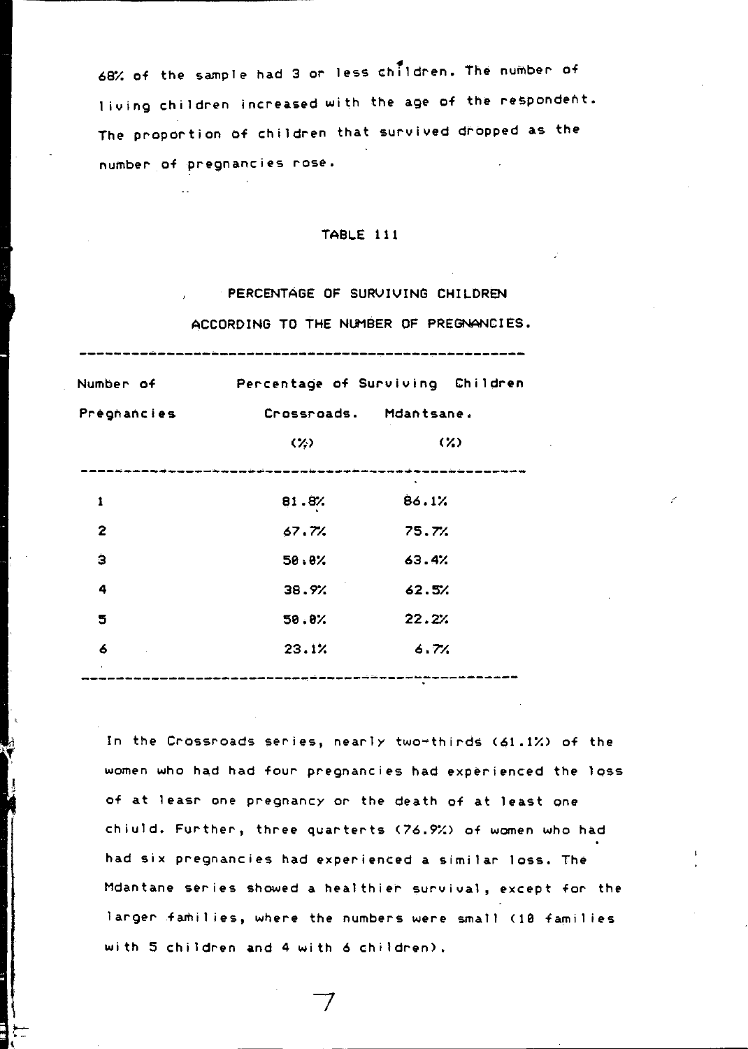68% of the sample had 3 or less children. The number of living children increased with the age of the respondent. The proportion of children that survived dropped as the number of pregnancies rose.

TABLE 111

PERCENTAGE OF SURVIVING CHILDREN ACCORDING TO THE NUMBER OF PREGNANCIES.

| Number of Pregnancies | Percentage of Surviving Children Crossroads. (%) | Mdantsane. (%) |
|---|---|---|
| 1 | 81.8% | 86.1% |
| 2 | 67.7% | 75.7% |
| 3 | 50.0% | 63.4% |
| 4 | 38.9% | 62.5% |
| 5 | 50.0% | 22.2% |
| 6 | 23.1% | 6.7% |

In the Crossroads series, nearly two-thirds (61.1%) of the women who had had four pregnancies had experienced the loss of at leasr one pregnancy or the death of at least one chiuld. Further, three quarterts (76.9%) of women who had had six pregnancies had experienced a similar loss. The Mdantane series showed a healthier survival, except for the larger families, where the numbers were small (10 families with 5 children and 4 with 6 children).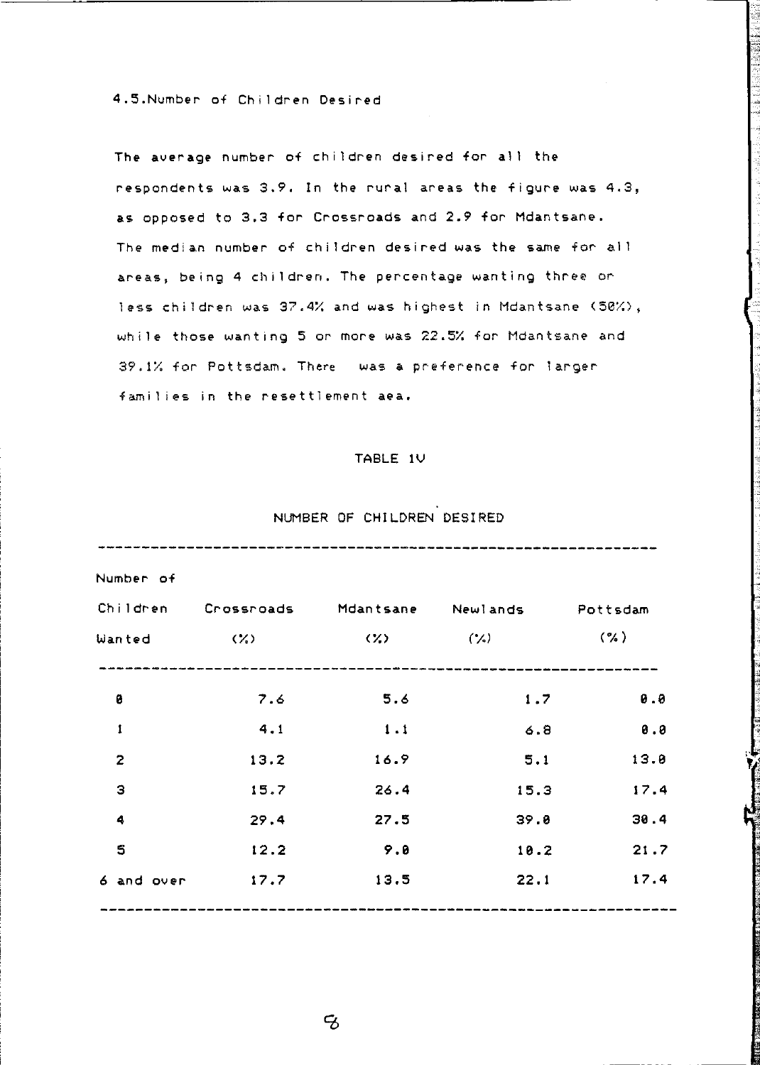## 4.5.Number of Children Desired

The average number of children desired for all the respondents was 3.9. In the rural areas the figure was 4.3, as opposed to 3.3 for Crossroads and 2.9 for Mdantsane. The median number of children desired was the same for all areas, being 4 children. The percentage wanting three or less children was 37.4% and was highest in Mdantsane (50%), while those wanting 5 or more was 22.5% for Mdantsane and 39.1% for Pottsdam. There was a preference for larger families in the resettlement aea.

TABLE 1V

NUMBER OF CHILDREN DESIRED

| Number of Children Wanted | Crossroads (%) | Mdantsane (%) | Newlands (%) | Pottsdam (%) |
|---|---|---|---|---|
| 0 | 7.6 | 5.6 | 1.7 | 0.0 |
| 1 | 4.1 | 1.1 | 6.8 | 0.0 |
| 2 | 13.2 | 16.9 | 5.1 | 13.0 |
| 3 | 15.7 | 26.4 | 15.3 | 17.4 |
| 4 | 29.4 | 27.5 | 39.0 | 30.4 |
| 5 | 12.2 | 9.0 | 10.2 | 21.7 |
| 6 and over | 17.7 | 13.5 | 22.1 | 17.4 |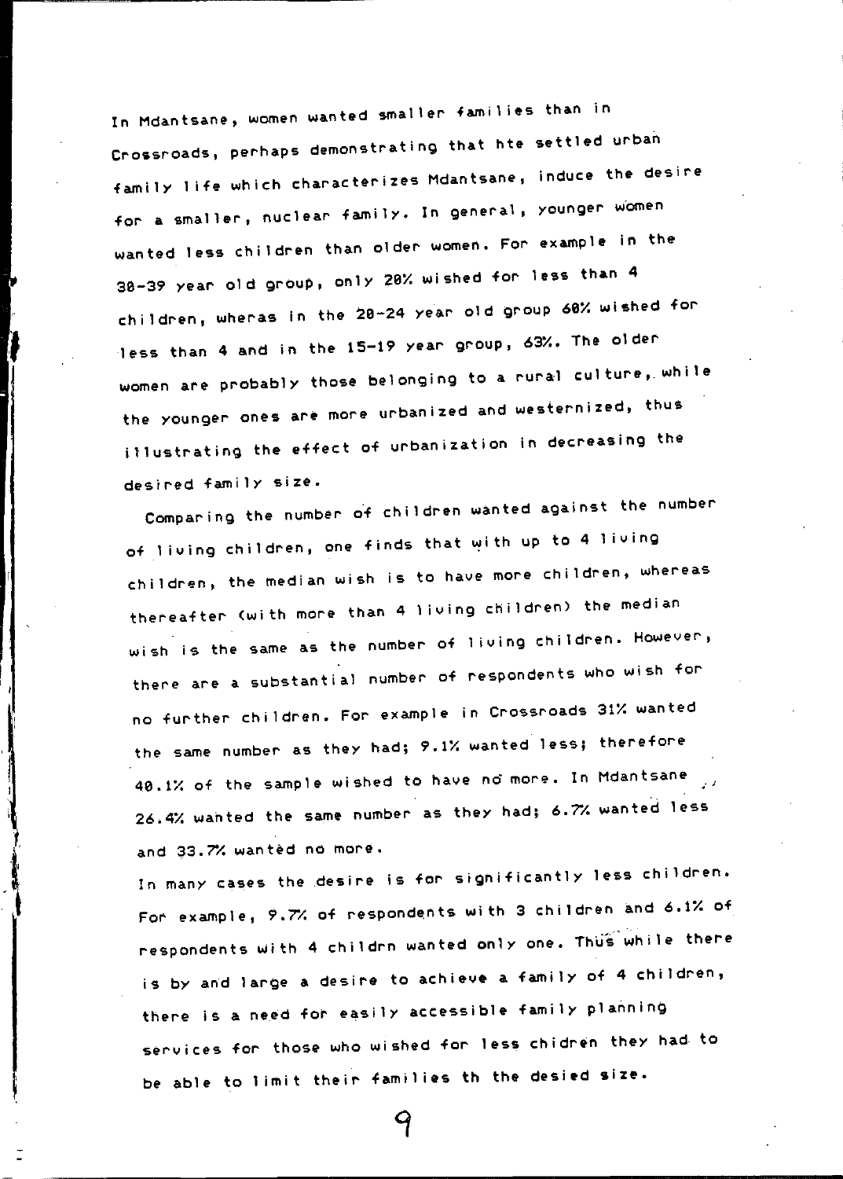In Mdantsane, women wanted smaller families than in Crossroads, perhaps demonstrating that hte settled urban family life which characterizes Mdantsane, induce the desire for a smaller, nuclear family. In general, younger women wanted less children than older women. For example in the 30-39 year old group, only 20% wished for less than 4 children, wheras in the 20-24 year old group 60% wished for less than 4 and in the 15-19 year group, 63%. The older women are probably those belonging to a rural culture, while the younger ones are more urbanized and westernized, thus illustrating the effect of urbanization in decreasing the desired family size.

Comparing the number of children wanted against the number of living children, one finds that with up to 4 living children, the median wish is to have more children, whereas thereafter (with more than 4 living children) the median wish is the same as the number of living children. However, there are a substantial number of respondents who wish for no further children. For example in Crossroads 31% wanted the same number as they had; 9.1% wanted less; therefore 40.1% of the sample wished to have no more. In Mdantsane 26.4% wanted the same number as they had; 6.7% wanted less and 33.7% wanted no more.

In many cases the desire is for significantly less children. For example, 9.7% of respondents with 3 children and 6.1% of respondents with 4 childrn wanted only one. Thus while there is by and large a desire to achieve a family of 4 children, there is a need for easily accessible family planning services for those who wished for less chidren they had to be able to limit their families th the desied size.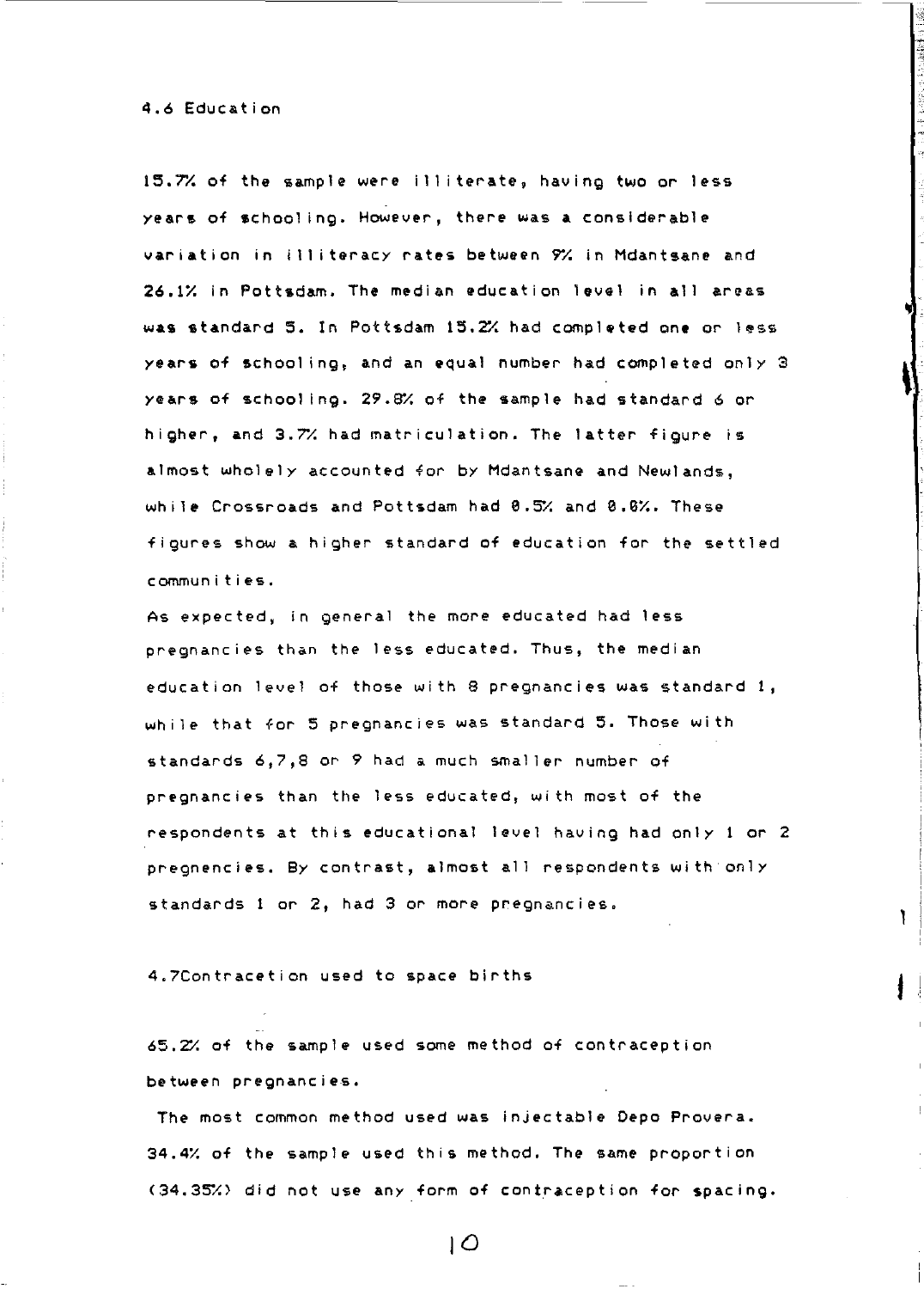## 4.6 Education

15.7% of the sample were illiterate, having two or less years of schooling. However, there was a considerable variation in illiteracy rates between 9% in Mdantsane and 26.1% in Pottsdam. The median education level in all areas was standard 5. In Pottsdam 15.2% had completed one or less years of schooling, and an equal number had completed only 3 years of schooling. 29.8% of the sample had standard 6 or higher, and 3.7% had matriculation. The latter figure is almost wholely accounted for by Mdantsane and Newlands, while Crossroads and Pottsdam had 0.5% and 0.0%. These figures show a higher standard of education for the settled communities.

As expected, in general the more educated had less pregnancies than the less educated. Thus, the median education level of those with 8 pregnancies was standard 1, while that for 5 pregnancies was standard 5. Those with standards 6,7,8 or 9 had a much smaller number of pregnancies than the less educated, with most of the respondents at this educational level having had only 1 or 2 pregnencies. By contrast, almost all respondents with only standards 1 or 2, had 3 or more pregnancies.

## 4.7Contracetion used to space births

65.2% of the sample used some method of contraception between pregnancies.

The most common method used was injectable Depo Provera. 34.4% of the sample used this method. The same proportion (34.35%) did not use any form of contraception for spacing.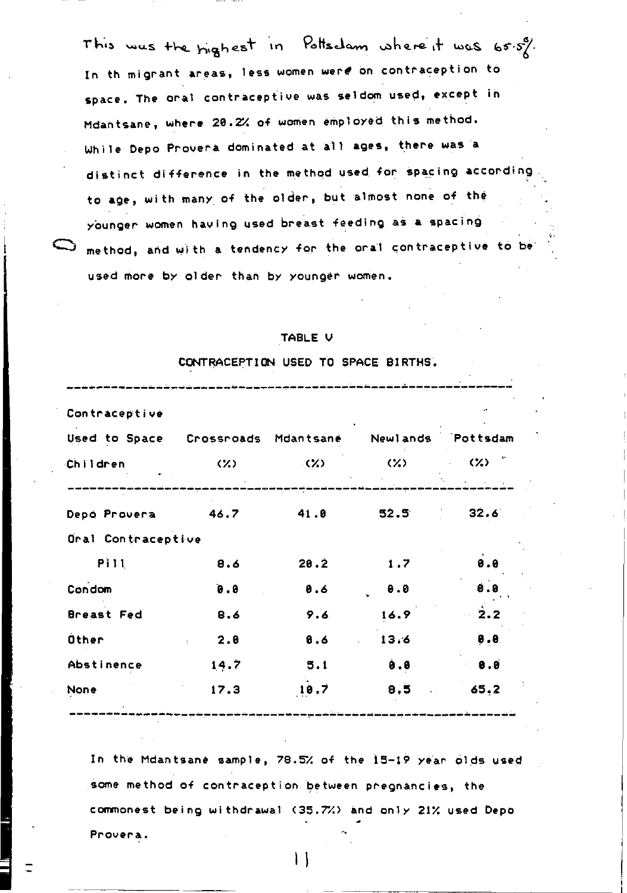This was the highest in Pottsdam where it was 65.5%.
In th migrant areas, less women were on contraception to space. The oral contraceptive was seldom used, except in Mdantsane, where 20.2% of women employed this method. While Depo Provera dominated at all ages, there was a distinct difference in the method used for spacing according to age, with many of the older, but almost none of the younger women having used breast feeding as a spacing method, and with a tendency for the oral contraceptive to be used more by older than by younger women.

TABLE V

CONTRACEPTION USED TO SPACE BIRTHS.

| Contraceptive Used to Space Children | Crossroads (%) | Mdantsane (%) | Newlands (%) | Pottsdam (%) |
|---|---|---|---|---|
| Depo Provera | 46.7 | 41.0 | 52.5 | 32.6 |
| Oral Contraceptive Pill | 8.6 | 20.2 | 1.7 | 0.0 |
| Condom | 0.0 | 0.6 | 0.0 | 0.0 |
| Breast Fed | 8.6 | 9.6 | 16.9 | 2.2 |
| Other | 2.0 | 0.6 | 13.6 | 0.0 |
| Abstinence | 14.7 | 5.1 | 0.0 | 0.0 |
| None | 17.3 | 10.7 | 8.5 | 65.2 |

In the Mdantsane sample, 78.5% of the 15-19 year olds used some method of contraception between pregnancies, the commonest being withdrawal (35.7%) and only 21% used Depo Provera.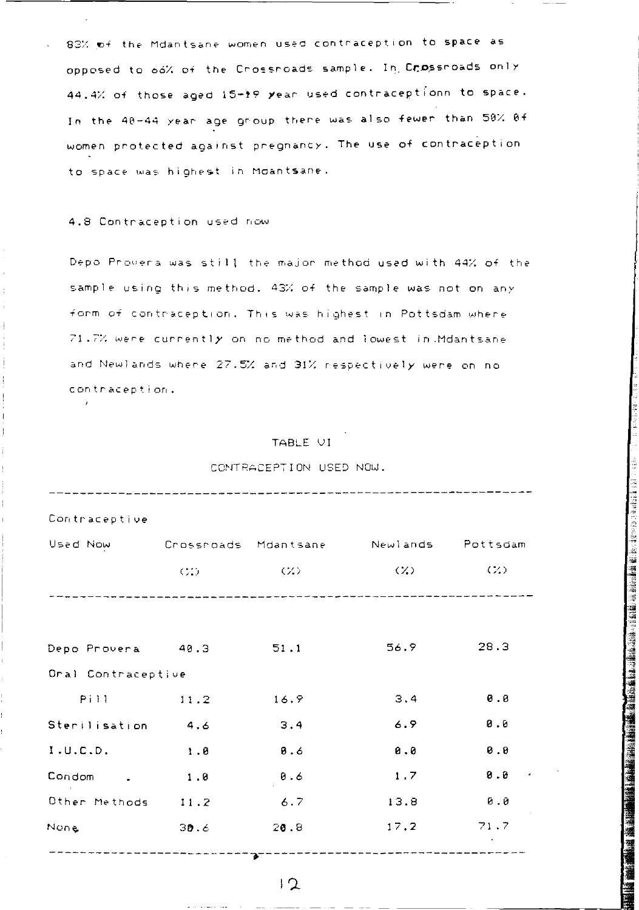83% of the Mdantsane women used contraception to space as opposed to 66% of the Crossroads sample. In Crossroads only 44.4% of those aged 15-19 year used contraceptionn to space. In the 40-44 year age group there was also fewer than 50% of women protected against pregnancy. The use of contraception to space was highest in Mdantsane.

4.8 Contraception used now

Depo Provera was still the major method used with 44% of the sample using this method. 43% of the sample was not on any form of contraception. This was highest in Pottsdam where 71.7% were currently on no method and lowest in Mdantsane and Newlands where 27.5% and 31% respectively were on no contraception.

TABLE VI

CONTRACEPTION USED NOW.

| Contraceptive Used Now | Crossroads (%) | Mdantsane (%) | Newlands (%) | Pottsdam (%) |
|---|---|---|---|---|
| Depo Provera | 40.3 | 51.1 | 56.9 | 28.3 |
| Oral Contraceptive Pill | 11.2 | 16.9 | 3.4 | 0.0 |
| Sterilisation | 4.6 | 3.4 | 6.9 | 0.0 |
| I.U.C.D. | 1.0 | 0.6 | 0.0 | 0.0 |
| Condom | 1.0 | 0.6 | 1.7 | 0.0 |
| Other Methods | 11.2 | 6.7 | 13.8 | 0.0 |
| None | 30.6 | 20.8 | 17.2 | 71.7 |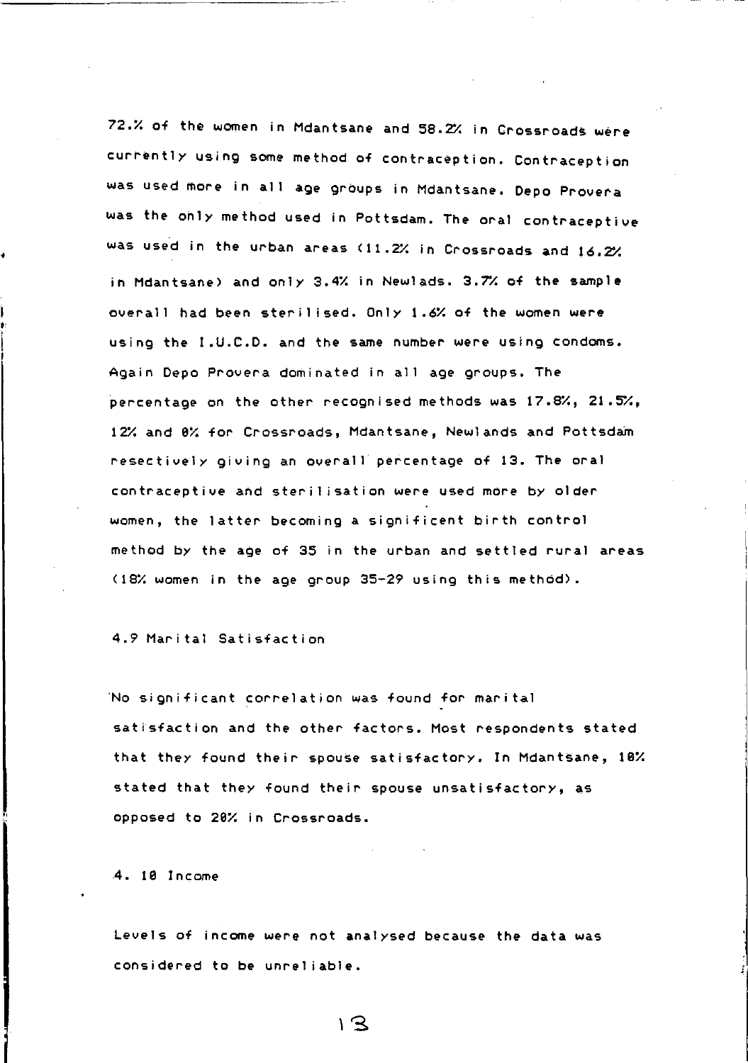72.% of the women in Mdantsane and 58.2% in Crossroads were currently using some method of contraception. Contraception was used more in all age groups in Mdantsane. Depo Provera was the only method used in Pottsdam. The oral contraceptive was used in the urban areas (11.2% in Crossroads and 16.2% in Mdantsane) and only 3.4% in Newlads. 3.7% of the sample overall had been sterilised. Only 1.6% of the women were using the I.U.C.D. and the same number were using condoms. Again Depo Provera dominated in all age groups. The percentage on the other recognised methods was 17.8%, 21.5%, 12% and 0% for Crossroads, Mdantsane, Newlands and Pottsdam resectively giving an overall percentage of 13. The oral contraceptive and sterilisation were used more by older women, the latter becoming a significent birth control method by the age of 35 in the urban and settled rural areas (18% women in the age group 35-29 using this method).

### 4.9 Marital Satisfaction

No significant correlation was found for marital satisfaction and the other factors. Most respondents stated that they found their spouse satisfactory. In Mdantsane, 10% stated that they found their spouse unsatisfactory, as opposed to 20% in Crossroads.

### 4. 10 Income

Levels of income were not analysed because the data was considered to be unreliable.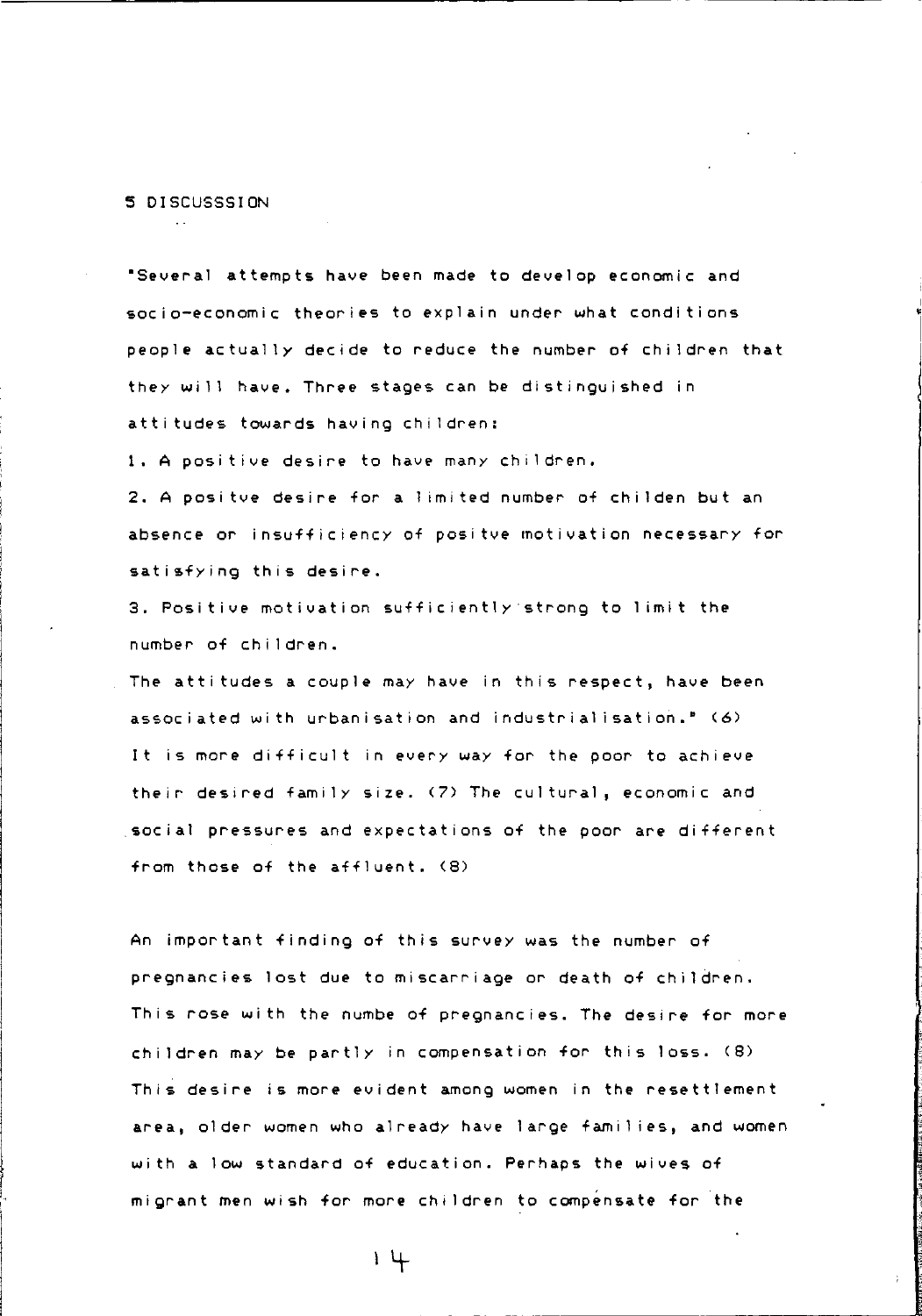# 5 DISCUSSSION

"Several attempts have been made to develop economic and socio-economic theories to explain under what conditions people actually decide to reduce the number of children that they will have. Three stages can be distinguished in attitudes towards having children:

1. A positive desire to have many children.
2. A positve desire for a limited number of childen but an absence or insufficiency of positve motivation necessary for satisfying this desire.
3. Positive motivation sufficiently strong to limit the number of children.

The attitudes a couple may have in this respect, have been associated with urbanisation and industrialisation." (6) It is more difficult in every way for the poor to achieve their desired family size. (7) The cultural, economic and social pressures and expectations of the poor are different from those of the affluent. (8)

An important finding of this survey was the number of pregnancies lost due to miscarriage or death of children. This rose with the numbe of pregnancies. The desire for more children may be partly in compensation for this loss. (8) This desire is more evident among women in the resettlement area, older women who already have large families, and women with a low standard of education. Perhaps the wives of migrant men wish for more children to compensate for the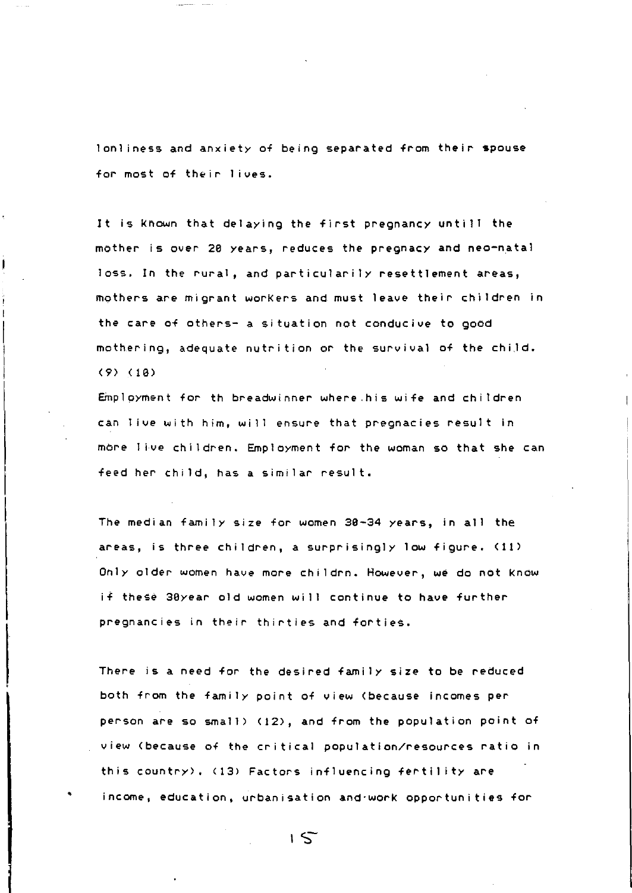lonliness and anxiety of being separated from their spouse for most of their lives.

It is known that delaying the first pregnancy untill the mother is over 20 years, reduces the pregnacy and neo-natal loss. In the rural, and particularily resettlement areas, mothers are migrant workers and must leave their children in the care of others- a situation not conducive to good mothering, adequate nutrition or the survival of the child. (9) (10)
Employment for th breadwinner where his wife and children can live with him, will ensure that pregnacies result in more live children. Employment for the woman so that she can feed her child, has a similar result.

The median family size for women 30-34 years, in all the areas, is three children, a surprisingly low figure. (11) Only older women have more childrn. However, we do not know if these 30year old women will continue to have further pregnancies in their thirties and forties.

There is a need for the desired family size to be reduced both from the family point of view (because incomes per person are so small) (12), and from the population point of view (because of the critical population/resources ratio in this country). (13) Factors influencing fertility are income, education, urbanisation and work opportunities for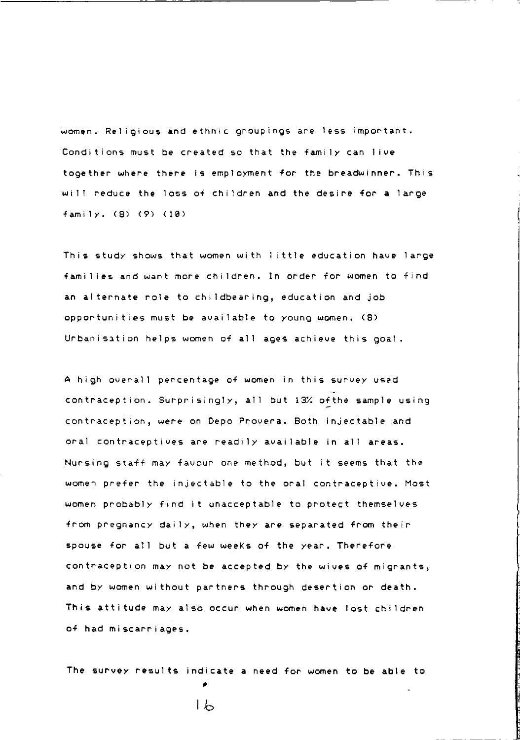women. Religious and ethnic groupings are less important. Conditions must be created so that the family can live together where there is employment for the breadwinner. This will reduce the loss of children and the desire for a large family. (8) (9) (10)

This study shows that women with little education have large families and want more children. In order for women to find an alternate role to childbearing, education and job opportunities must be available to young women. (8) Urbanisation helps women of all ages achieve this goal.

A high overall percentage of women in this survey used contraception. Surprisingly, all but 13% of the sample using contraception, were on Depo Provera. Both injectable and oral contraceptives are readily available in all areas. Nursing staff may favour one method, but it seems that the women prefer the injectable to the oral contraceptive. Most women probably find it unacceptable to protect themselves from pregnancy daily, when they are separated from their spouse for all but a few weeks of the year. Therefore contraception may not be accepted by the wives of migrants, and by women without partners through desertion or death. This attitude may also occur when women have lost children of had miscarriages.

The survey results indicate a need for women to be able to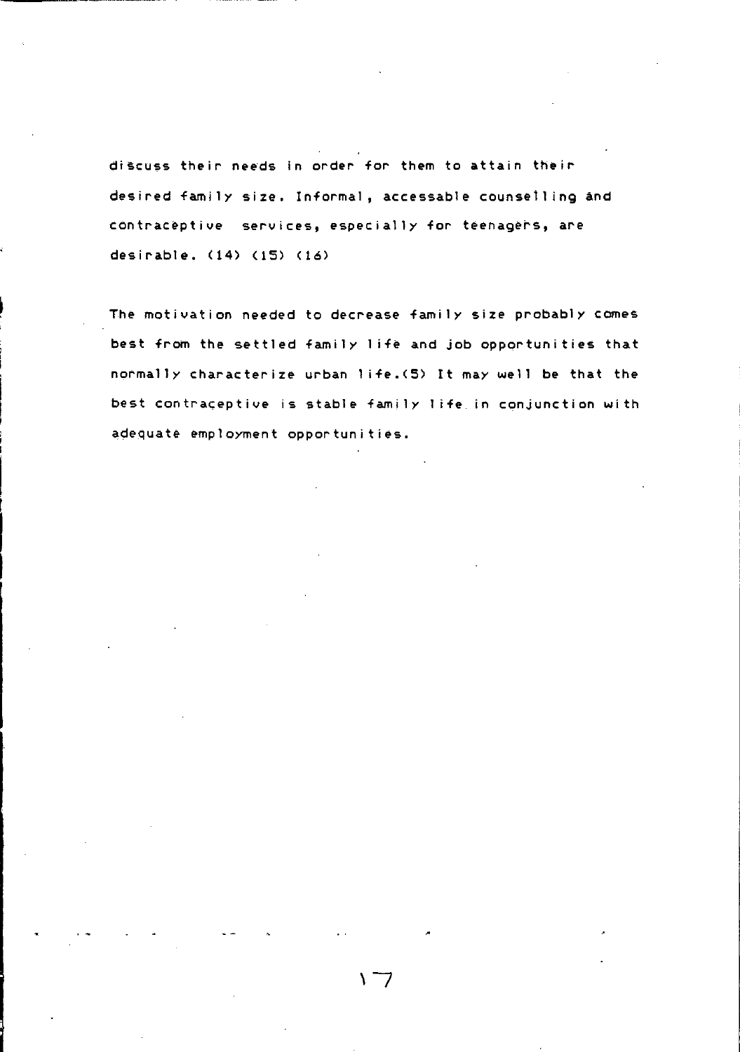discuss their needs in order for them to attain their desired family size. Informal, accessable counselling and contraceptive services, especially for teenagers, are desirable. (14) (15) (16)

The motivation needed to decrease family size probably comes best from the settled family life and job opportunities that normally characterize urban life.(5) It may well be that the best contraceptive is stable family life in conjunction with adequate employment opportunities.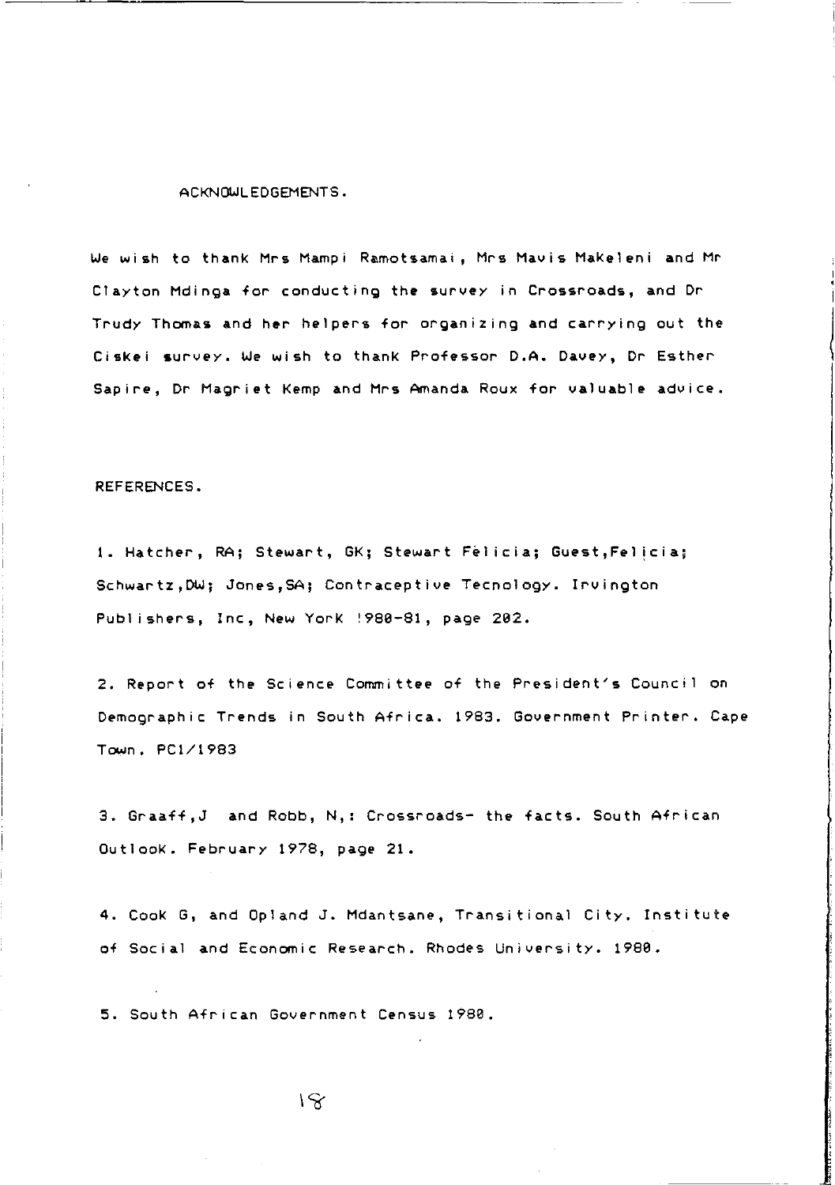## ACKNOWLEDGEMENTS.

We wish to thank Mrs Mampi Ramotsamai, Mrs Mavis Makeleni and Mr Clayton Mdinga for conducting the survey in Crossroads, and Dr Trudy Thomas and her helpers for organizing and carrying out the Ciskei survey. We wish to thank Professor D.A. Davey, Dr Esther Sapire, Dr Magriet Kemp and Mrs Amanda Roux for valuable advice.

## REFERENCES.

1. Hatcher, RA; Stewart, GK; Stewart Felicia; Guest,Felicia; Schwartz,DW; Jones,SA; Contraceptive Tecnology. Irvington Publishers, Inc, New York !980-81, page 202.

2. Report of the Science Committee of the President's Council on Demographic Trends in South Africa. 1983. Government Printer. Cape Town. PC1/1983

3. Graaff,J and Robb, N,: Crossroads- the facts. South African Outlook. February 1978, page 21.

4. Cook G, and Opland J. Mdantsane, Transitional City. Institute of Social and Economic Research. Rhodes University. 1980.

5. South African Government Census 1980.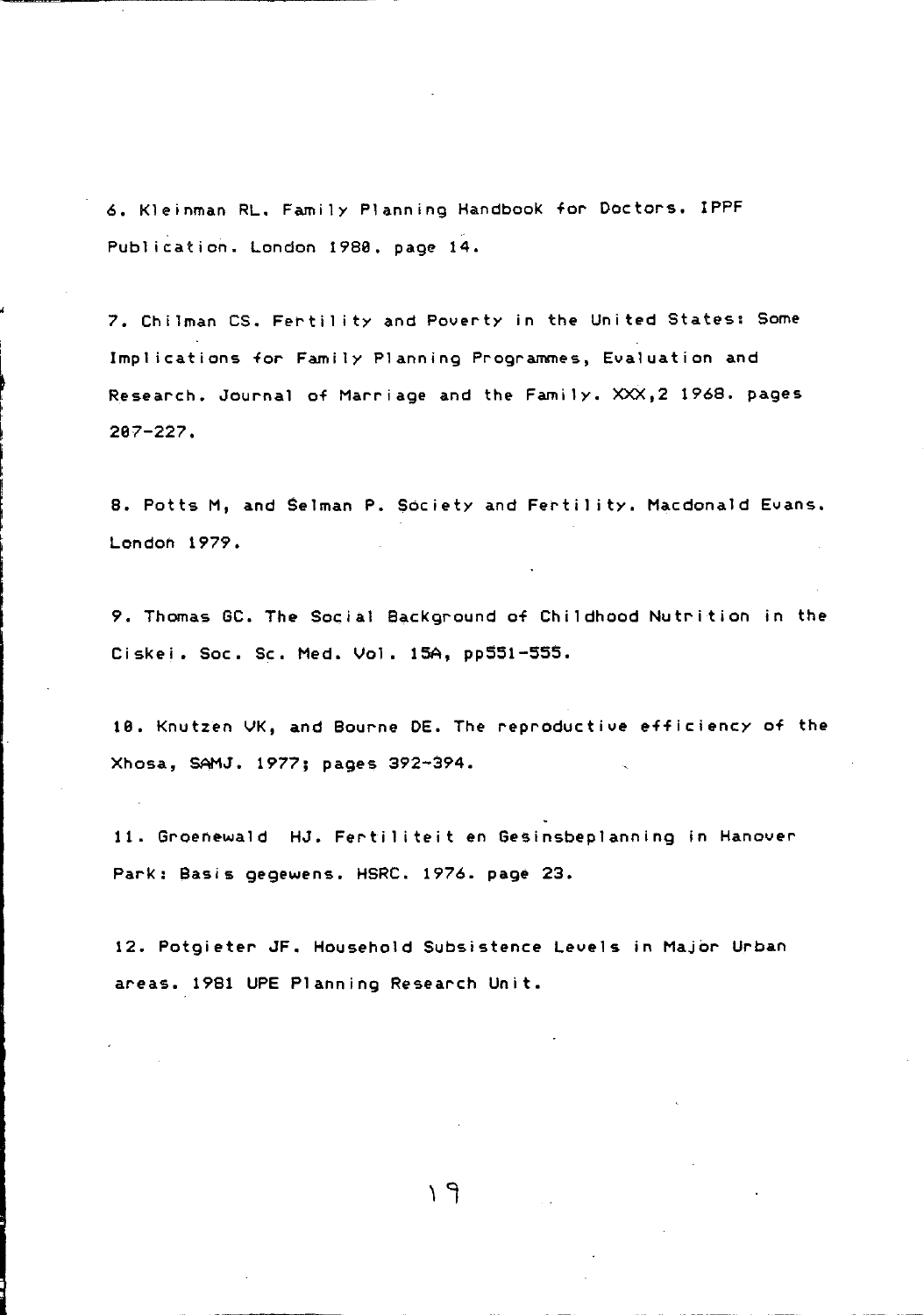6. Kleinman RL. Family Planning Handbook for Doctors. IPPF Publication. London 1980. page 14.

7. Chilman CS. Fertility and Poverty in the United States: Some Implications for Family Planning Programmes, Evaluation and Research. Journal of Marriage and the Family. XXX,2 1968. pages 207-227.

8. Potts M, and Selman P. Society and Fertility. Macdonald Evans. London 1979.

9. Thomas GC. The Social Background of Childhood Nutrition in the Ciskei. Soc. Sc. Med. Vol. 15A, pp551-555.

10. Knutzen VK, and Bourne DE. The reproductive efficiency of the Xhosa, SAMJ. 1977; pages 392-394.

11. Groenewald HJ. Fertiliteit en Gesinsbeplanning in Hanover Park: Basis gegewens. HSRC. 1976. page 23.

12. Potgieter JF. Household Subsistence Levels in Major Urban areas. 1981 UPE Planning Research Unit.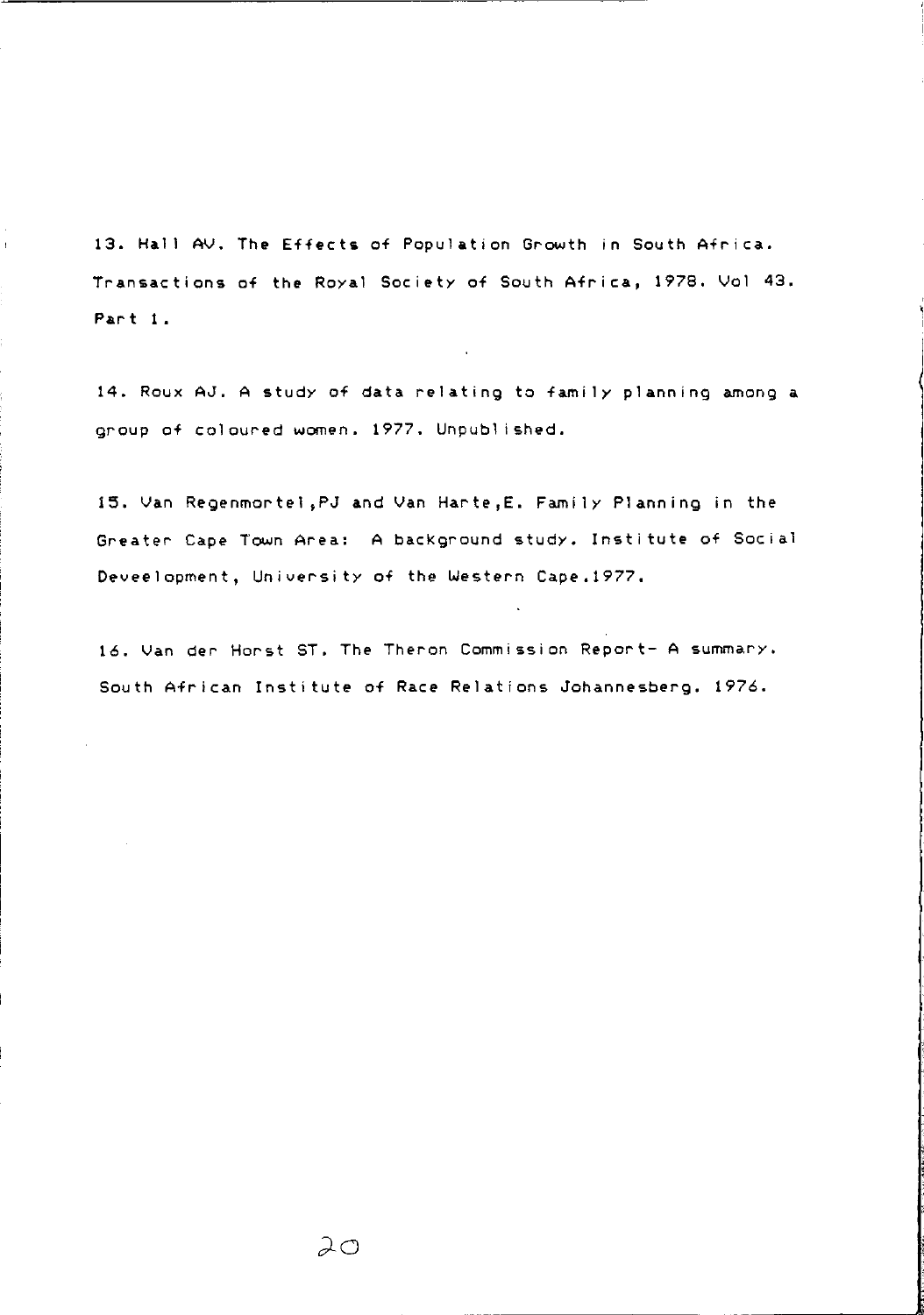13. Hall AV. The Effects of Population Growth in South Africa. Transactions of the Royal Society of South Africa, 1978. Vol 43. Part 1.

14. Roux AJ. A study of data relating to family planning among a group of coloured women. 1977. Unpublished.

15. Van Regenmortel,PJ and Van Harte,E. Family Planning in the Greater Cape Town Area: A background study. Institute of Social Deveelopment, University of the Western Cape.1977.

16. Van der Horst ST. The Theron Commission Report- A summary. South African Institute of Race Relations Johannesberg. 1976.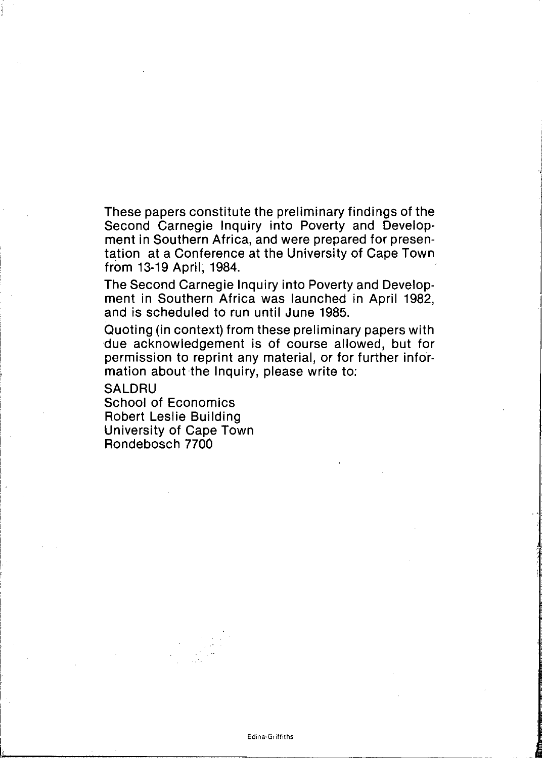These papers constitute the preliminary findings of the Second Carnegie Inquiry into Poverty and Development in Southern Africa, and were prepared for presentation at a Conference at the University of Cape Town from 13-19 April, 1984.

The Second Carnegie Inquiry into Poverty and Development in Southern Africa was launched in April 1982, and is scheduled to run until June 1985.

Quoting (in context) from these preliminary papers with due acknowledgement is of course allowed, but for permission to reprint any material, or for further information about the Inquiry, please write to:

SALDRU
School of Economics
Robert Leslie Building
University of Cape Town
Rondebosch 7700

Edina-Griffiths